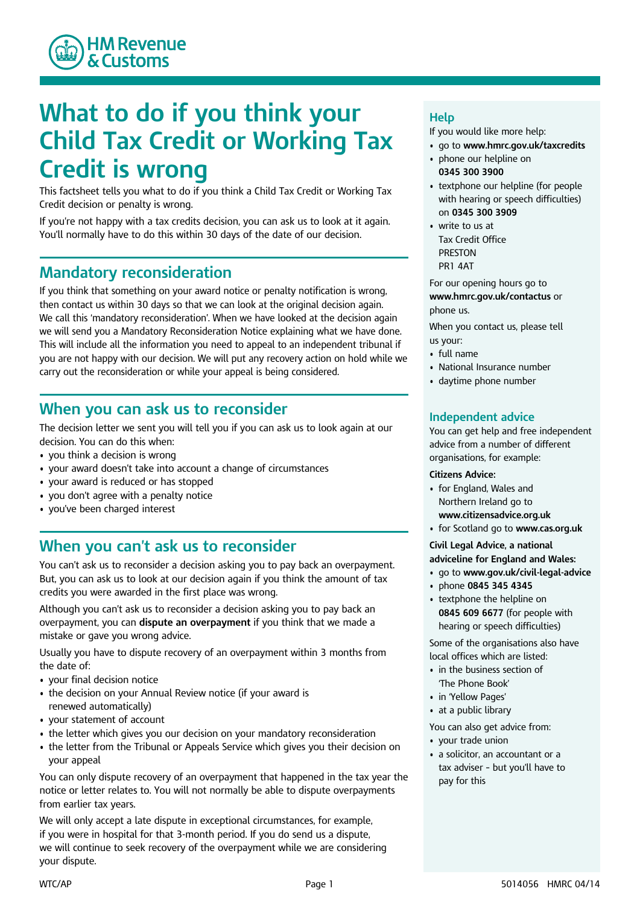# What to do if you think your Child Tax Credit or Working Tax Credit is wrong

This factsheet tells you what to do if you think a Child Tax Credit or Working Tax Credit decision or penalty is wrong.

If you're not happy with a tax credits decision, you can ask us to look at it again. You'll normally have to do this within 30 days of the date of our decision.

## Mandatory reconsideration

If you think that something on your award notice or penalty notification is wrong, then contact us within 30 days so that we can look at the original decision again. We call this 'mandatory reconsideration'. When we have looked at the decision again we will send you a Mandatory Reconsideration Notice explaining what we have done. This will include all the information you need to appeal to an independent tribunal if you are not happy with our decision. We will put any recovery action on hold while we carry out the reconsideration or while your appeal is being considered.

## When you can ask us to reconsider

The decision letter we sent you will tell you if you can ask us to look again at our decision. You can do this when:

- you think a decision is wrong
- your award doesn't take into account a change of circumstances
- your award is reduced or has stopped
- you don't agree with a penalty notice
- you've been charged interest

## When you can't ask us to reconsider

You can't ask us to reconsider a decision asking you to pay back an overpayment. But, you can ask us to look at our decision again if you think the amount of tax credits you were awarded in the first place was wrong.

Although you can't ask us to reconsider a decision asking you to pay back an overpayment, you can **dispute an overpayment** if you think that we made a mistake or gave you wrong advice.

Usually you have to dispute recovery of an overpayment within 3 months from the date of:

- your final decision notice
- the decision on your Annual Review notice (if your award is renewed automatically)
- your statement of account
- the letter which gives you our decision on your mandatory reconsideration
- the letter from the Tribunal or Appeals Service which gives you their decision on your appeal

You can only dispute recovery of an overpayment that happened in the tax year the notice or letter relates to. You will not normally be able to dispute overpayments from earlier tax years.

We will only accept a late dispute in exceptional circumstances, for example, if you were in hospital for that 3-month period. If you do send us a dispute, we will continue to seek recovery of the overpayment while we are considering your dispute.

## Help

If you would like more help:

- go to **www.hmrc.gov.uk/taxcredits**
- phone our helpline on **0345 300 3900**
- textphone our helpline (for people with hearing or speech difficulties) on **0345 300 3909**
- write to us at
  Tax Credit Office
  PRESTON
  PR1 4AT

For our opening hours go to **www.hmrc.gov.uk/contactus** or phone us.

When you contact us, please tell us your:

- full name
- National Insurance number
- daytime phone number

## Independent advice

You can get help and free independent advice from a number of different organisations, for example:

**Citizens Advice:**

- for England, Wales and Northern Ireland go to **www.citizensadvice.org.uk**
- for Scotland go to **www.cas.org.uk**

**Civil Legal Advice, a national adviceline for England and Wales:**

- go to **www.gov.uk/civil-legal-advice**
- phone **0845 345 4345**
- textphone the helpline on **0845 609 6677** (for people with hearing or speech difficulties)

Some of the organisations also have local offices which are listed:

- in the business section of 'The Phone Book'
- in 'Yellow Pages'
- at a public library

You can also get advice from:

- your trade union
- a solicitor, an accountant or a tax adviser - but you'll have to pay for this

WTC/AP 5014056 HMRC 04/14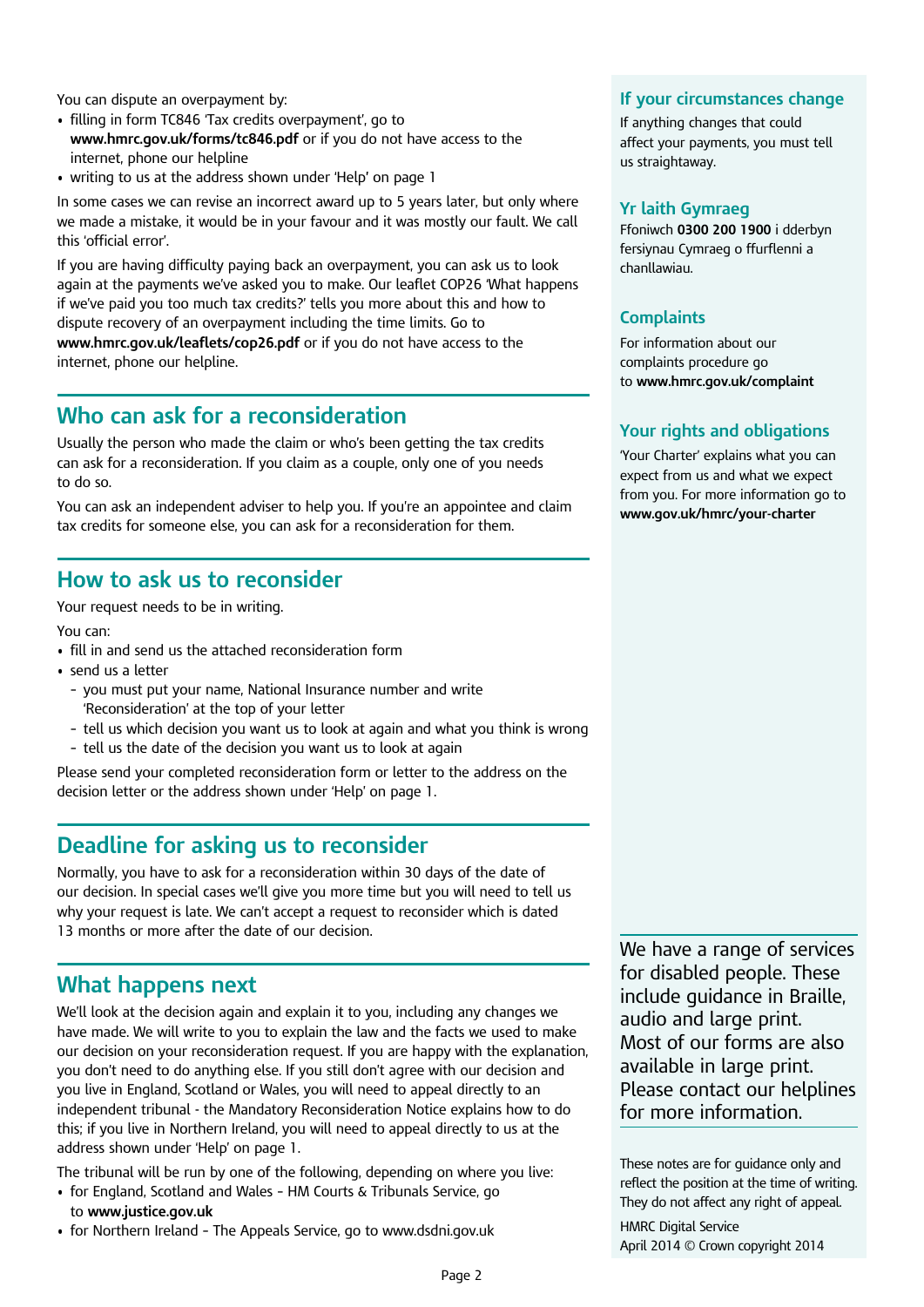You can dispute an overpayment by:

- filling in form TC846 'Tax credits overpayment', go to **www.hmrc.gov.uk/forms/tc846.pdf** or if you do not have access to the internet, phone our helpline
- writing to us at the address shown under 'Help' on page 1

In some cases we can revise an incorrect award up to 5 years later, but only where we made a mistake, it would be in your favour and it was mostly our fault. We call this 'official error'.

If you are having difficulty paying back an overpayment, you can ask us to look again at the payments we've asked you to make. Our leaflet COP26 'What happens if we've paid you too much tax credits?' tells you more about this and how to dispute recovery of an overpayment including the time limits. Go to **www.hmrc.gov.uk/leaflets/cop26.pdf** or if you do not have access to the internet, phone our helpline.

## Who can ask for a reconsideration

Usually the person who made the claim or who's been getting the tax credits can ask for a reconsideration. If you claim as a couple, only one of you needs to do so.

You can ask an independent adviser to help you. If you're an appointee and claim tax credits for someone else, you can ask for a reconsideration for them.

## How to ask us to reconsider

Your request needs to be in writing.

You can:

- fill in and send us the attached reconsideration form
- send us a letter
  - you must put your name, National Insurance number and write 'Reconsideration' at the top of your letter
  - tell us which decision you want us to look at again and what you think is wrong
  - tell us the date of the decision you want us to look at again

Please send your completed reconsideration form or letter to the address on the decision letter or the address shown under 'Help' on page 1.

## Deadline for asking us to reconsider

Normally, you have to ask for a reconsideration within 30 days of the date of our decision. In special cases we'll give you more time but you will need to tell us why your request is late. We can't accept a request to reconsider which is dated 13 months or more after the date of our decision.

## What happens next

We'll look at the decision again and explain it to you, including any changes we have made. We will write to you to explain the law and the facts we used to make our decision on your reconsideration request. If you are happy with the explanation, you don't need to do anything else. If you still don't agree with our decision and you live in England, Scotland or Wales, you will need to appeal directly to an independent tribunal - the Mandatory Reconsideration Notice explains how to do this; if you live in Northern Ireland, you will need to appeal directly to us at the address shown under 'Help' on page 1.

The tribunal will be run by one of the following, depending on where you live:

- for England, Scotland and Wales - HM Courts & Tribunals Service, go to **www.justice.gov.uk**
- for Northern Ireland - The Appeals Service, go to www.dsdni.gov.uk

## If your circumstances change

If anything changes that could affect your payments, you must tell us straightaway.

## Yr Iaith Gymraeg

Ffoniwch **0300 200 1900** i dderbyn fersiynau Cymraeg o ffurflenni a chanllawiau.

## Complaints

For information about our complaints procedure go to **www.hmrc.gov.uk/complaint**

## Your rights and obligations

'Your Charter' explains what you can expect from us and what we expect from you. For more information go to **www.gov.uk/hmrc/your-charter**

We have a range of services for disabled people. These include guidance in Braille, audio and large print. Most of our forms are also available in large print. Please contact our helplines for more information.

These notes are for guidance only and reflect the position at the time of writing. They do not affect any right of appeal.

HMRC Digital Service
April 2014 © Crown copyright 2014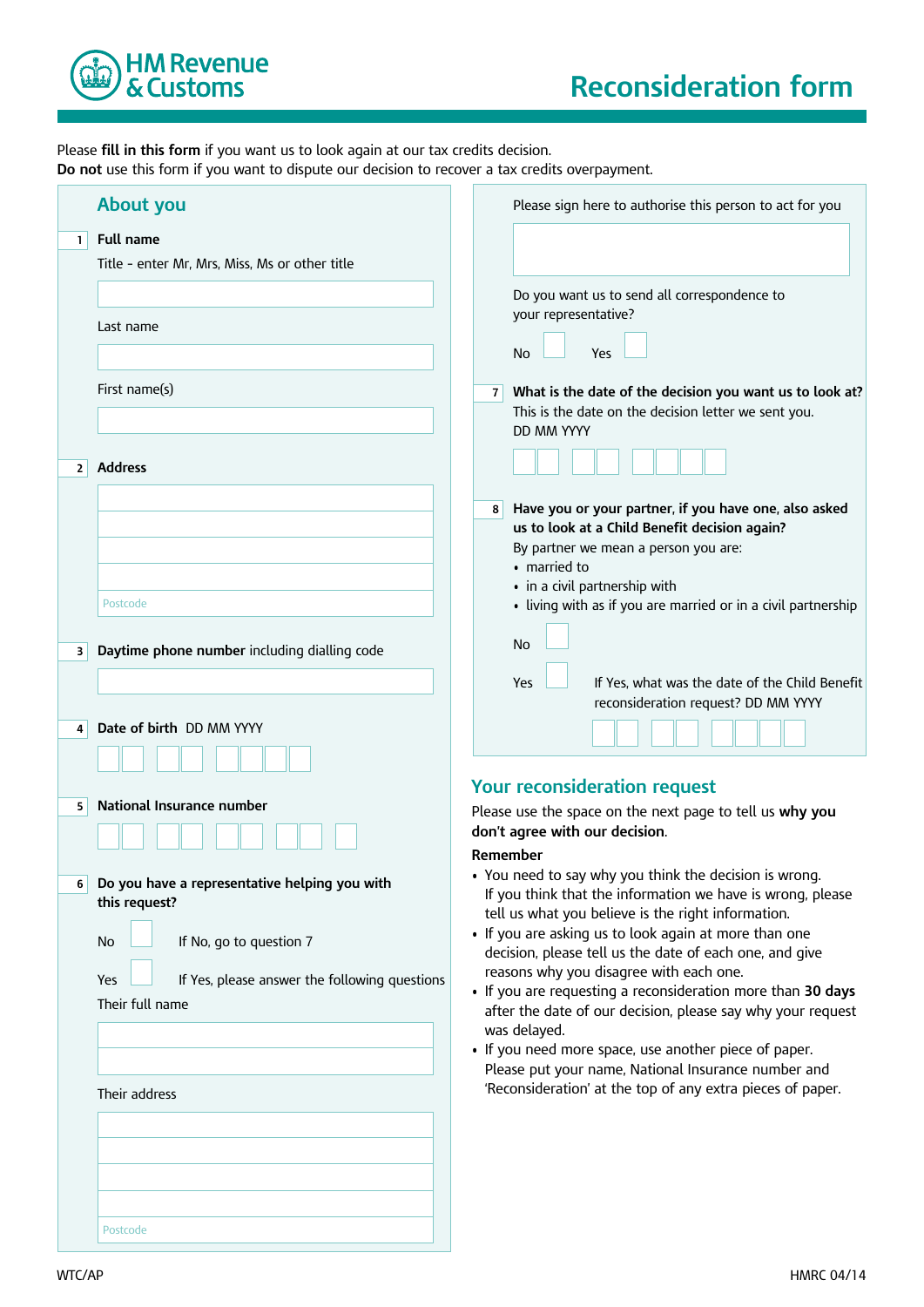HM Revenue & Customs

# Reconsideration form

Please **fill in this form** if you want us to look again at our tax credits decision.
**Do not** use this form if you want to dispute our decision to recover a tax credits overpayment.

## About you

**1 Full name**

Title - enter Mr, Mrs, Miss, Ms or other title

Last name

First name(s)

**2 Address**

Postcode

**3 Daytime phone number** including dialling code

**4 Date of birth** DD MM YYYY

**5 National Insurance number**

**6 Do you have a representative helping you with this request?**

No ☐ If No, go to question 7

Yes ☐ If Yes, please answer the following questions

Their full name

Their address

Postcode

Please sign here to authorise this person to act for you

Do you want us to send all correspondence to your representative?

No ☐ Yes ☐

**7 What is the date of the decision you want us to look at?**
This is the date on the decision letter we sent you.
DD MM YYYY

**8 Have you or your partner, if you have one, also asked us to look at a Child Benefit decision again?**
By partner we mean a person you are:

- married to
- in a civil partnership with
- living with as if you are married or in a civil partnership

No ☐

Yes ☐ If Yes, what was the date of the Child Benefit reconsideration request? DD MM YYYY

## Your reconsideration request

Please use the space on the next page to tell us **why you don't agree with our decision**.

**Remember**

- You need to say why you think the decision is wrong. If you think that the information we have is wrong, please tell us what you believe is the right information.
- If you are asking us to look again at more than one decision, please tell us the date of each one, and give reasons why you disagree with each one.
- If you are requesting a reconsideration more than **30 days** after the date of our decision, please say why your request was delayed.
- If you need more space, use another piece of paper. Please put your name, National Insurance number and 'Reconsideration' at the top of any extra pieces of paper.

WTC/AP HMRC 04/14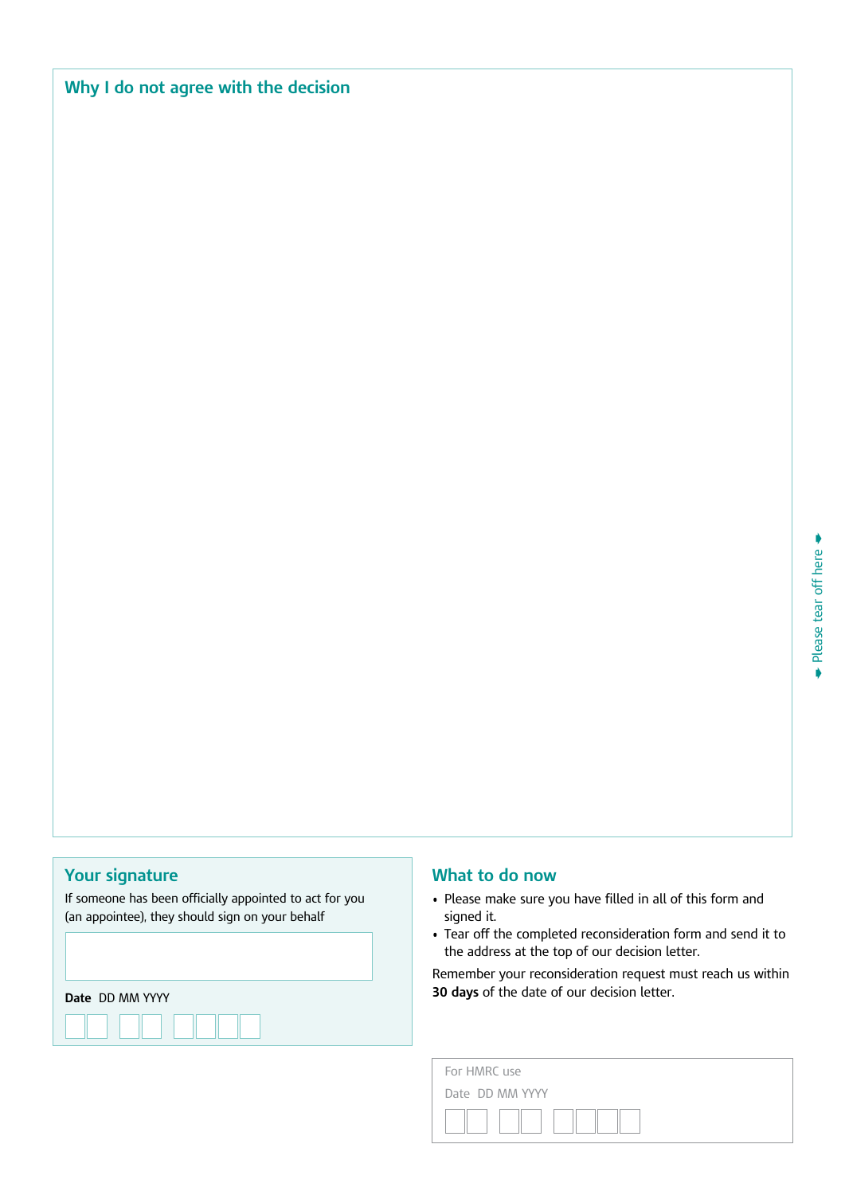## Why I do not agree with the decision

## Your signature

If someone has been officially appointed to act for you (an appointee), they should sign on your behalf

**Date** DD MM YYYY

## What to do now

- Please make sure you have filled in all of this form and signed it.
- Tear off the completed reconsideration form and send it to the address at the top of our decision letter.

Remember your reconsideration request must reach us within **30 days** of the date of our decision letter.

For HMRC use

Date DD MM YYYY

Please tear off here